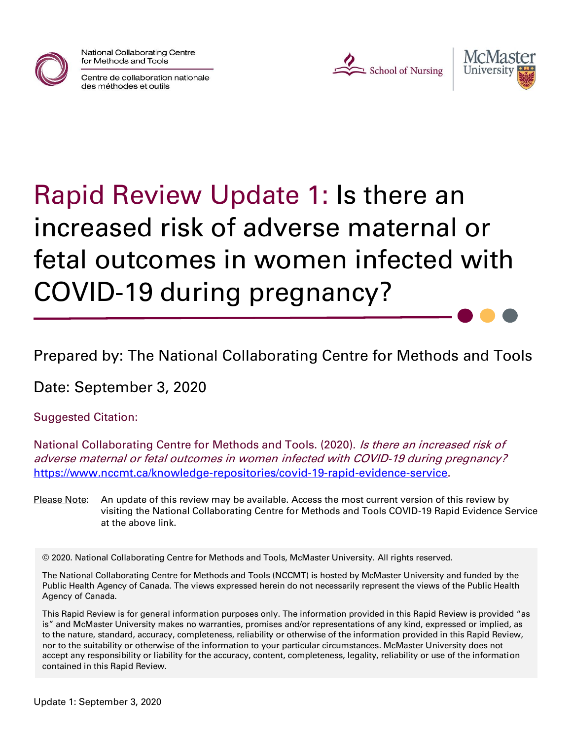National Collaborating Centre for Methods and Tools

Centre de collaboration nationale des méthodes et outils

School of Nursing | McMaster University

# Rapid Review Update 1: Is there an increased risk of adverse maternal or fetal outcomes in women infected with COVID-19 during pregnancy?

Prepared by: The National Collaborating Centre for Methods and Tools

Date: September 3, 2020

Suggested Citation:

National Collaborating Centre for Methods and Tools. (2020). *Is there an increased risk of adverse maternal or fetal outcomes in women infected with COVID-19 during pregnancy?* https://www.nccmt.ca/knowledge-repositories/covid-19-rapid-evidence-service.

Please Note: An update of this review may be available. Access the most current version of this review by visiting the National Collaborating Centre for Methods and Tools COVID-19 Rapid Evidence Service at the above link.

© 2020. National Collaborating Centre for Methods and Tools, McMaster University. All rights reserved.

The National Collaborating Centre for Methods and Tools (NCCMT) is hosted by McMaster University and funded by the Public Health Agency of Canada. The views expressed herein do not necessarily represent the views of the Public Health Agency of Canada.

This Rapid Review is for general information purposes only. The information provided in this Rapid Review is provided "as is" and McMaster University makes no warranties, promises and/or representations of any kind, expressed or implied, as to the nature, standard, accuracy, completeness, reliability or otherwise of the information provided in this Rapid Review, nor to the suitability or otherwise of the information to your particular circumstances. McMaster University does not accept any responsibility or liability for the accuracy, content, completeness, legality, reliability or use of the information contained in this Rapid Review.

Update 1: September 3, 2020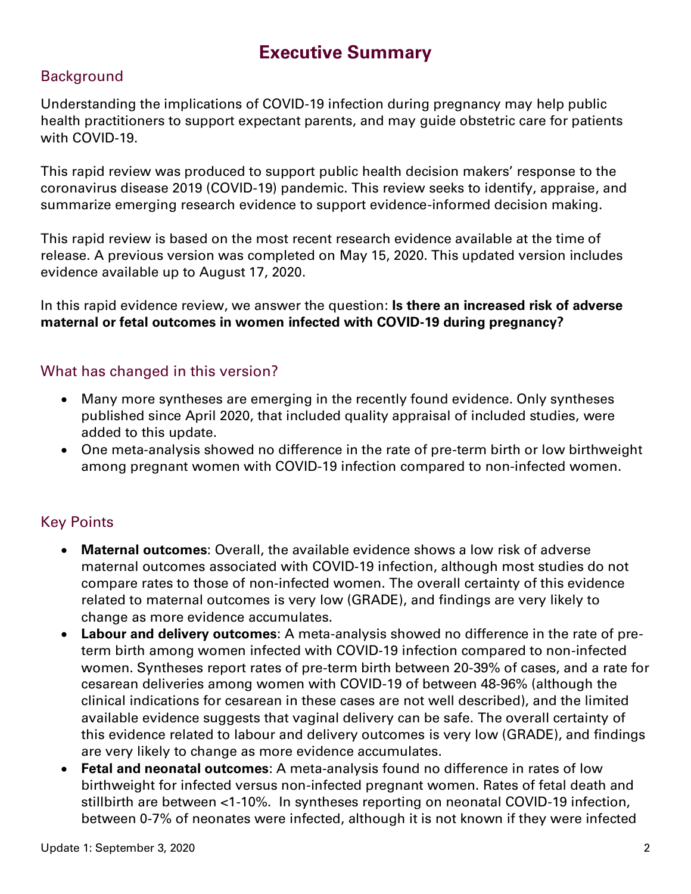# Executive Summary

## Background

Understanding the implications of COVID-19 infection during pregnancy may help public health practitioners to support expectant parents, and may guide obstetric care for patients with COVID-19.

This rapid review was produced to support public health decision makers' response to the coronavirus disease 2019 (COVID-19) pandemic. This review seeks to identify, appraise, and summarize emerging research evidence to support evidence-informed decision making.

This rapid review is based on the most recent research evidence available at the time of release. A previous version was completed on May 15, 2020. This updated version includes evidence available up to August 17, 2020.

In this rapid evidence review, we answer the question: **Is there an increased risk of adverse maternal or fetal outcomes in women infected with COVID-19 during pregnancy?**

## What has changed in this version?

- Many more syntheses are emerging in the recently found evidence. Only syntheses published since April 2020, that included quality appraisal of included studies, were added to this update.
- One meta-analysis showed no difference in the rate of pre-term birth or low birthweight among pregnant women with COVID-19 infection compared to non-infected women.

## Key Points

- **Maternal outcomes**: Overall, the available evidence shows a low risk of adverse maternal outcomes associated with COVID-19 infection, although most studies do not compare rates to those of non-infected women. The overall certainty of this evidence related to maternal outcomes is very low (GRADE), and findings are very likely to change as more evidence accumulates.
- **Labour and delivery outcomes**: A meta-analysis showed no difference in the rate of pre-term birth among women infected with COVID-19 infection compared to non-infected women. Syntheses report rates of pre-term birth between 20-39% of cases, and a rate for cesarean deliveries among women with COVID-19 of between 48-96% (although the clinical indications for cesarean in these cases are not well described), and the limited available evidence suggests that vaginal delivery can be safe. The overall certainty of this evidence related to labour and delivery outcomes is very low (GRADE), and findings are very likely to change as more evidence accumulates.
- **Fetal and neonatal outcomes**: A meta-analysis found no difference in rates of low birthweight for infected versus non-infected pregnant women. Rates of fetal death and stillbirth are between <1-10%. In syntheses reporting on neonatal COVID-19 infection, between 0-7% of neonates were infected, although it is not known if they were infected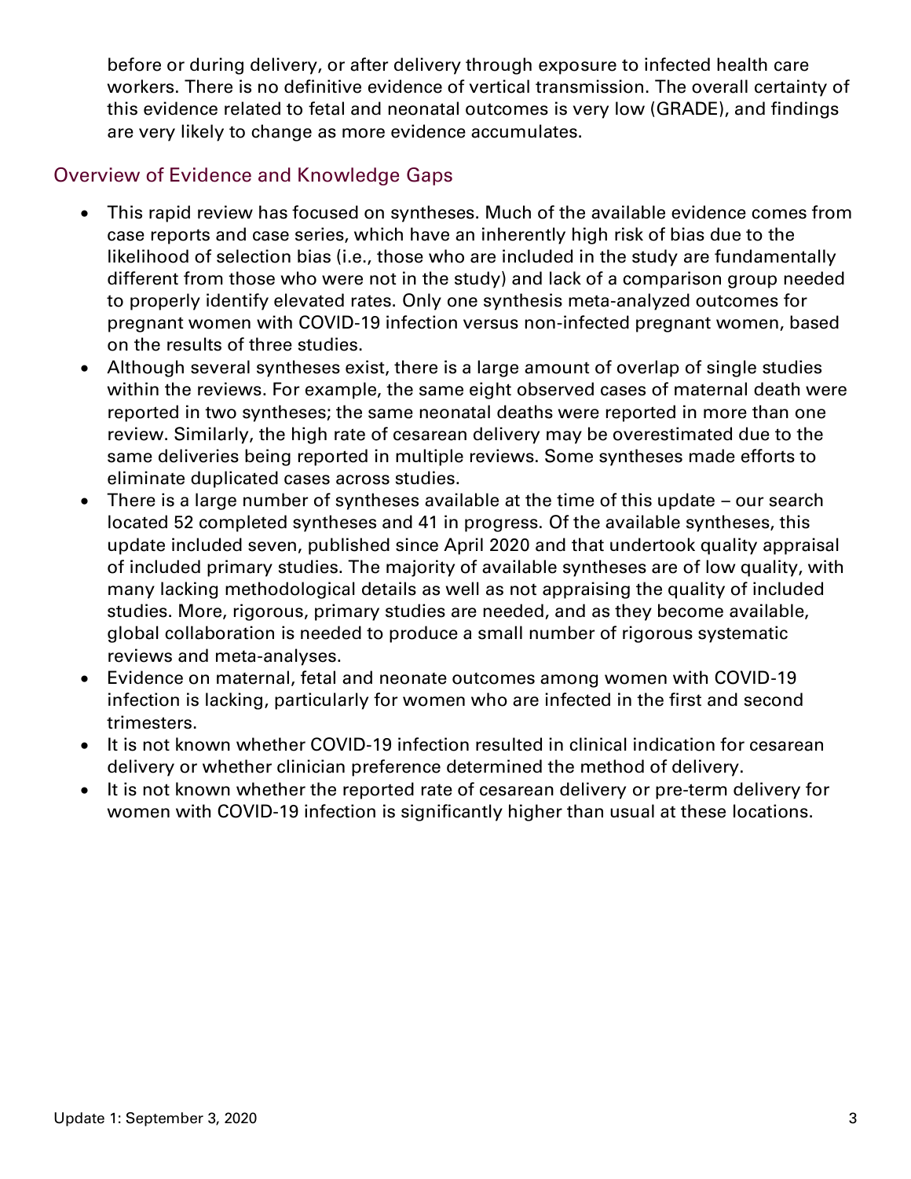before or during delivery, or after delivery through exposure to infected health care workers. There is no definitive evidence of vertical transmission. The overall certainty of this evidence related to fetal and neonatal outcomes is very low (GRADE), and findings are very likely to change as more evidence accumulates.

## Overview of Evidence and Knowledge Gaps

- This rapid review has focused on syntheses. Much of the available evidence comes from case reports and case series, which have an inherently high risk of bias due to the likelihood of selection bias (i.e., those who are included in the study are fundamentally different from those who were not in the study) and lack of a comparison group needed to properly identify elevated rates. Only one synthesis meta-analyzed outcomes for pregnant women with COVID-19 infection versus non-infected pregnant women, based on the results of three studies.
- Although several syntheses exist, there is a large amount of overlap of single studies within the reviews. For example, the same eight observed cases of maternal death were reported in two syntheses; the same neonatal deaths were reported in more than one review. Similarly, the high rate of cesarean delivery may be overestimated due to the same deliveries being reported in multiple reviews. Some syntheses made efforts to eliminate duplicated cases across studies.
- There is a large number of syntheses available at the time of this update – our search located 52 completed syntheses and 41 in progress. Of the available syntheses, this update included seven, published since April 2020 and that undertook quality appraisal of included primary studies. The majority of available syntheses are of low quality, with many lacking methodological details as well as not appraising the quality of included studies. More, rigorous, primary studies are needed, and as they become available, global collaboration is needed to produce a small number of rigorous systematic reviews and meta-analyses.
- Evidence on maternal, fetal and neonate outcomes among women with COVID-19 infection is lacking, particularly for women who are infected in the first and second trimesters.
- It is not known whether COVID-19 infection resulted in clinical indication for cesarean delivery or whether clinician preference determined the method of delivery.
- It is not known whether the reported rate of cesarean delivery or pre-term delivery for women with COVID-19 infection is significantly higher than usual at these locations.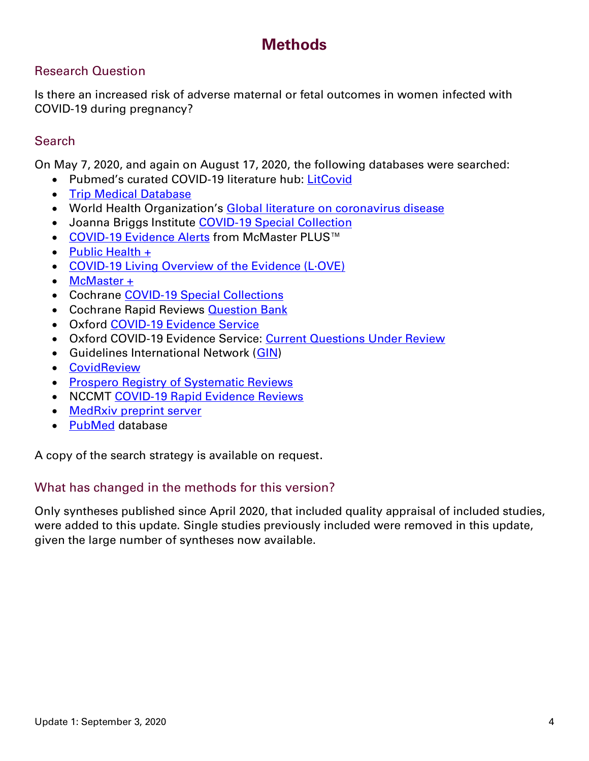# Methods

## Research Question

Is there an increased risk of adverse maternal or fetal outcomes in women infected with COVID-19 during pregnancy?

## Search

On May 7, 2020, and again on August 17, 2020, the following databases were searched:

- Pubmed's curated COVID-19 literature hub: LitCovid
- Trip Medical Database
- World Health Organization's Global literature on coronavirus disease
- Joanna Briggs Institute COVID-19 Special Collection
- COVID-19 Evidence Alerts from McMaster PLUS™
- Public Health +
- COVID-19 Living Overview of the Evidence (L·OVE)
- McMaster +
- Cochrane COVID-19 Special Collections
- Cochrane Rapid Reviews Question Bank
- Oxford COVID-19 Evidence Service
- Oxford COVID-19 Evidence Service: Current Questions Under Review
- Guidelines International Network (GIN)
- CovidReview
- Prospero Registry of Systematic Reviews
- NCCMT COVID-19 Rapid Evidence Reviews
- MedRxiv preprint server
- PubMed database

A copy of the search strategy is available on request.

## What has changed in the methods for this version?

Only syntheses published since April 2020, that included quality appraisal of included studies, were added to this update. Single studies previously included were removed in this update, given the large number of syntheses now available.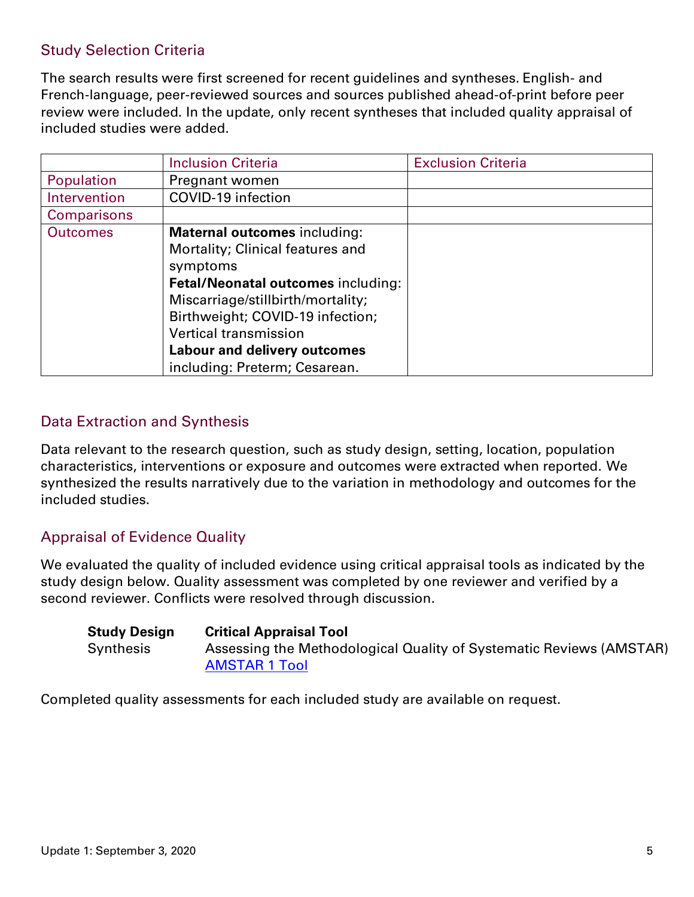## Study Selection Criteria

The search results were first screened for recent guidelines and syntheses. English- and French-language, peer-reviewed sources and sources published ahead-of-print before peer review were included. In the update, only recent syntheses that included quality appraisal of included studies were added.

| | Inclusion Criteria | Exclusion Criteria |
|---|---|---|
| Population | Pregnant women | |
| Intervention | COVID-19 infection | |
| Comparisons | | |
| Outcomes | **Maternal outcomes** including: Mortality; Clinical features and symptoms<br>**Fetal/Neonatal outcomes** including: Miscarriage/stillbirth/mortality; Birthweight; COVID-19 infection; Vertical transmission<br>**Labour and delivery outcomes** including: Preterm; Cesarean. | |

## Data Extraction and Synthesis

Data relevant to the research question, such as study design, setting, location, population characteristics, interventions or exposure and outcomes were extracted when reported. We synthesized the results narratively due to the variation in methodology and outcomes for the included studies.

## Appraisal of Evidence Quality

We evaluated the quality of included evidence using critical appraisal tools as indicated by the study design below. Quality assessment was completed by one reviewer and verified by a second reviewer. Conflicts were resolved through discussion.

| Study Design | Critical Appraisal Tool |
|---|---|
| Synthesis | Assessing the Methodological Quality of Systematic Reviews (AMSTAR) AMSTAR 1 Tool |

Completed quality assessments for each included study are available on request.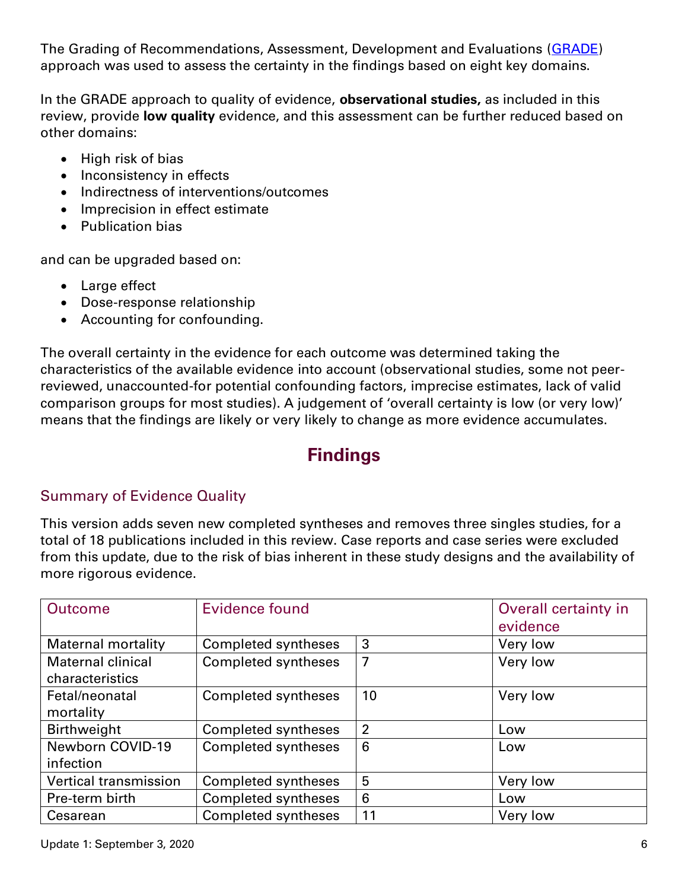The Grading of Recommendations, Assessment, Development and Evaluations (GRADE) approach was used to assess the certainty in the findings based on eight key domains.

In the GRADE approach to quality of evidence, **observational studies,** as included in this review, provide **low quality** evidence, and this assessment can be further reduced based on other domains:

- High risk of bias
- Inconsistency in effects
- Indirectness of interventions/outcomes
- Imprecision in effect estimate
- Publication bias

and can be upgraded based on:

- Large effect
- Dose-response relationship
- Accounting for confounding.

The overall certainty in the evidence for each outcome was determined taking the characteristics of the available evidence into account (observational studies, some not peer-reviewed, unaccounted-for potential confounding factors, imprecise estimates, lack of valid comparison groups for most studies). A judgement of 'overall certainty is low (or very low)' means that the findings are likely or very likely to change as more evidence accumulates.

# Findings

## Summary of Evidence Quality

This version adds seven new completed syntheses and removes three singles studies, for a total of 18 publications included in this review. Case reports and case series were excluded from this update, due to the risk of bias inherent in these study designs and the availability of more rigorous evidence.

| Outcome | Evidence found | | Overall certainty in evidence |
|---|---|---|---|
| Maternal mortality | Completed syntheses | 3 | Very low |
| Maternal clinical characteristics | Completed syntheses | 7 | Very low |
| Fetal/neonatal mortality | Completed syntheses | 10 | Very low |
| Birthweight | Completed syntheses | 2 | Low |
| Newborn COVID-19 infection | Completed syntheses | 6 | Low |
| Vertical transmission | Completed syntheses | 5 | Very low |
| Pre-term birth | Completed syntheses | 6 | Low |
| Cesarean | Completed syntheses | 11 | Very low |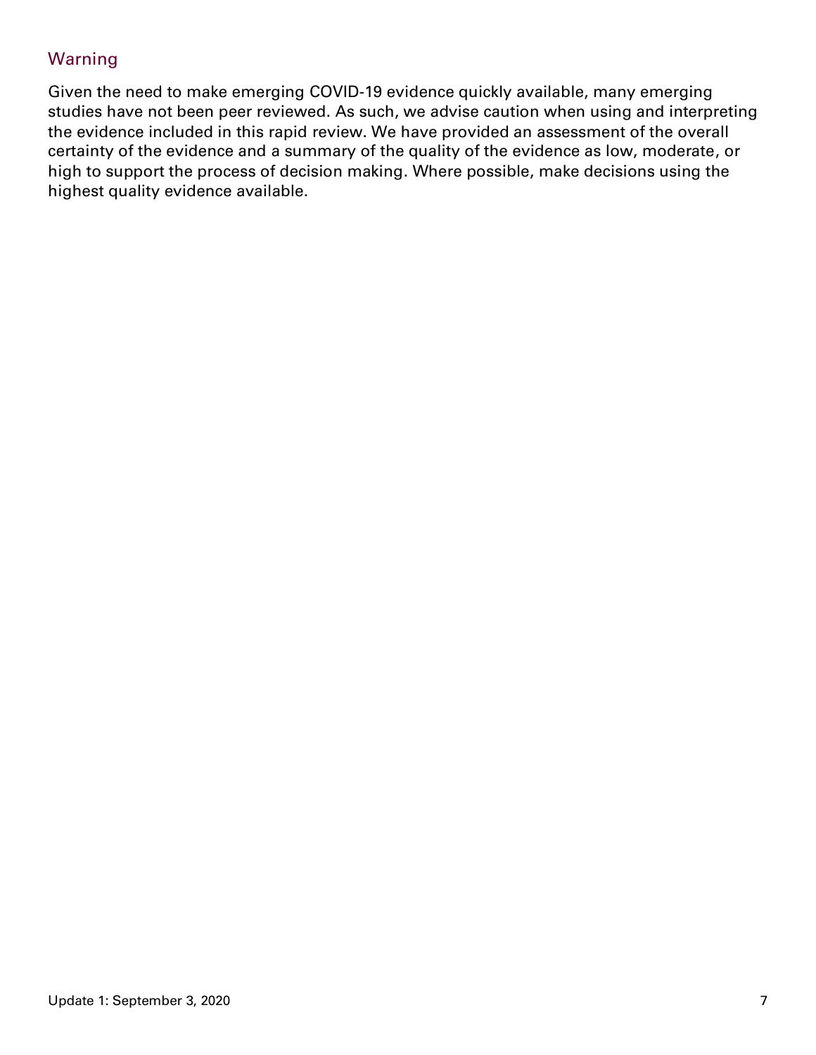## Warning

Given the need to make emerging COVID-19 evidence quickly available, many emerging studies have not been peer reviewed. As such, we advise caution when using and interpreting the evidence included in this rapid review. We have provided an assessment of the overall certainty of the evidence and a summary of the quality of the evidence as low, moderate, or high to support the process of decision making. Where possible, make decisions using the highest quality evidence available.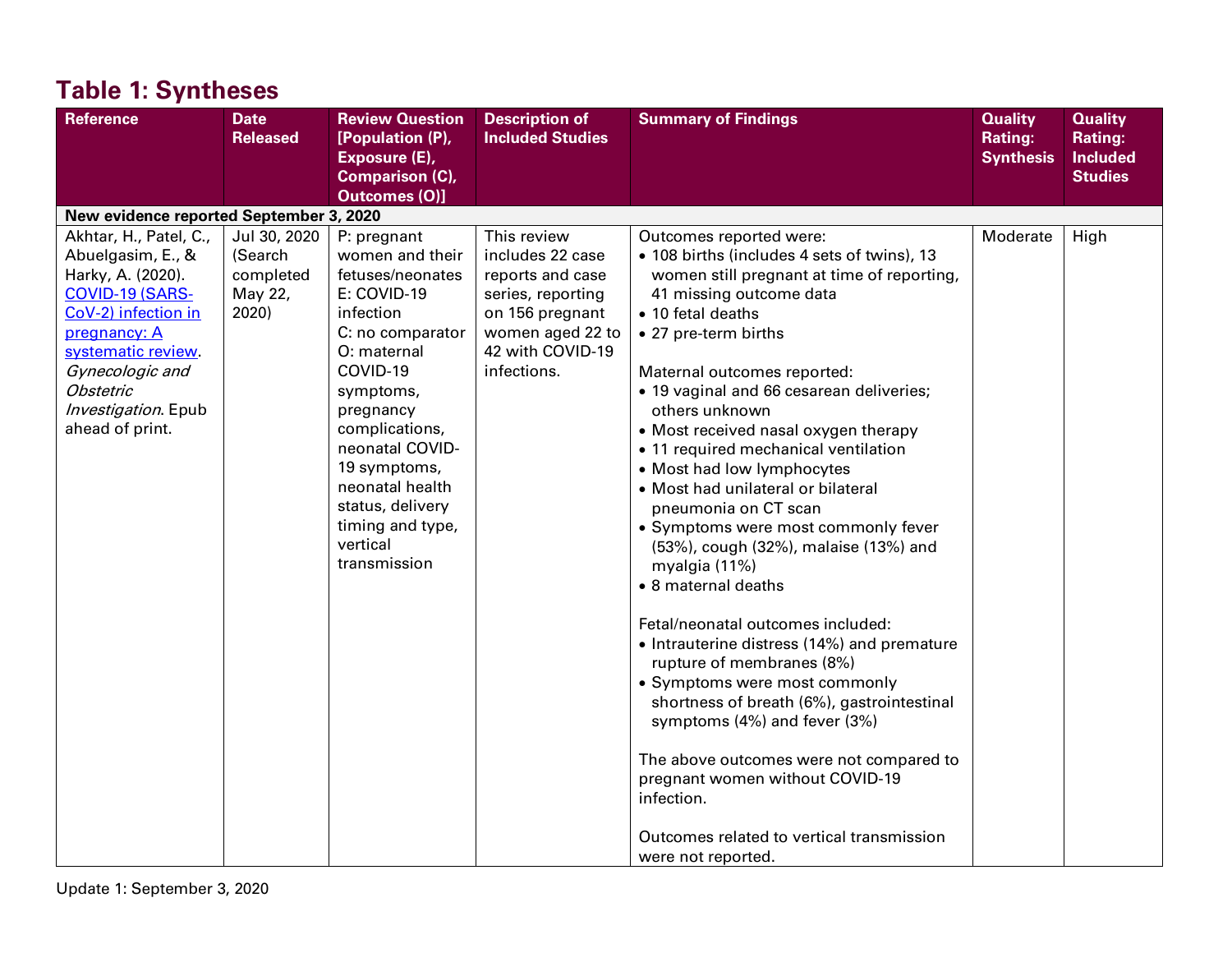## Table 1: Syntheses

| Reference | Date Released | Review Question [Population (P), Exposure (E), Comparison (C), Outcomes (O)] | Description of Included Studies | Summary of Findings | Quality Rating: Synthesis | Quality Rating: Included Studies |
|---|---|---|---|---|---|---|
| **New evidence reported September 3, 2020** | | | | | | |
| Akhtar, H., Patel, C., Abuelgasim, E., & Harky, A. (2020). [COVID-19 (SARS-CoV-2) infection in pregnancy: A systematic review](). *Gynecologic and Obstetric Investigation*. Epub ahead of print. | Jul 30, 2020 (Search completed May 22, 2020) | P: pregnant women and their fetuses/neonates<br>E: COVID-19 infection<br>C: no comparator<br>O: maternal COVID-19 symptoms, pregnancy complications, neonatal COVID-19 symptoms, neonatal health status, delivery timing and type, vertical transmission | This review includes 22 case reports and case series, reporting on 156 pregnant women aged 22 to 42 with COVID-19 infections. | Outcomes reported were:<br>• 108 births (includes 4 sets of twins), 13 women still pregnant at time of reporting, 41 missing outcome data<br>• 10 fetal deaths<br>• 27 pre-term births<br><br>Maternal outcomes reported:<br>• 19 vaginal and 66 cesarean deliveries; others unknown<br>• Most received nasal oxygen therapy<br>• 11 required mechanical ventilation<br>• Most had low lymphocytes<br>• Most had unilateral or bilateral pneumonia on CT scan<br>• Symptoms were most commonly fever (53%), cough (32%), malaise (13%) and myalgia (11%)<br>• 8 maternal deaths<br><br>Fetal/neonatal outcomes included:<br>• Intrauterine distress (14%) and premature rupture of membranes (8%)<br>• Symptoms were most commonly shortness of breath (6%), gastrointestinal symptoms (4%) and fever (3%)<br><br>The above outcomes were not compared to pregnant women without COVID-19 infection.<br><br>Outcomes related to vertical transmission were not reported. | Moderate | High |

Update 1: September 3, 2020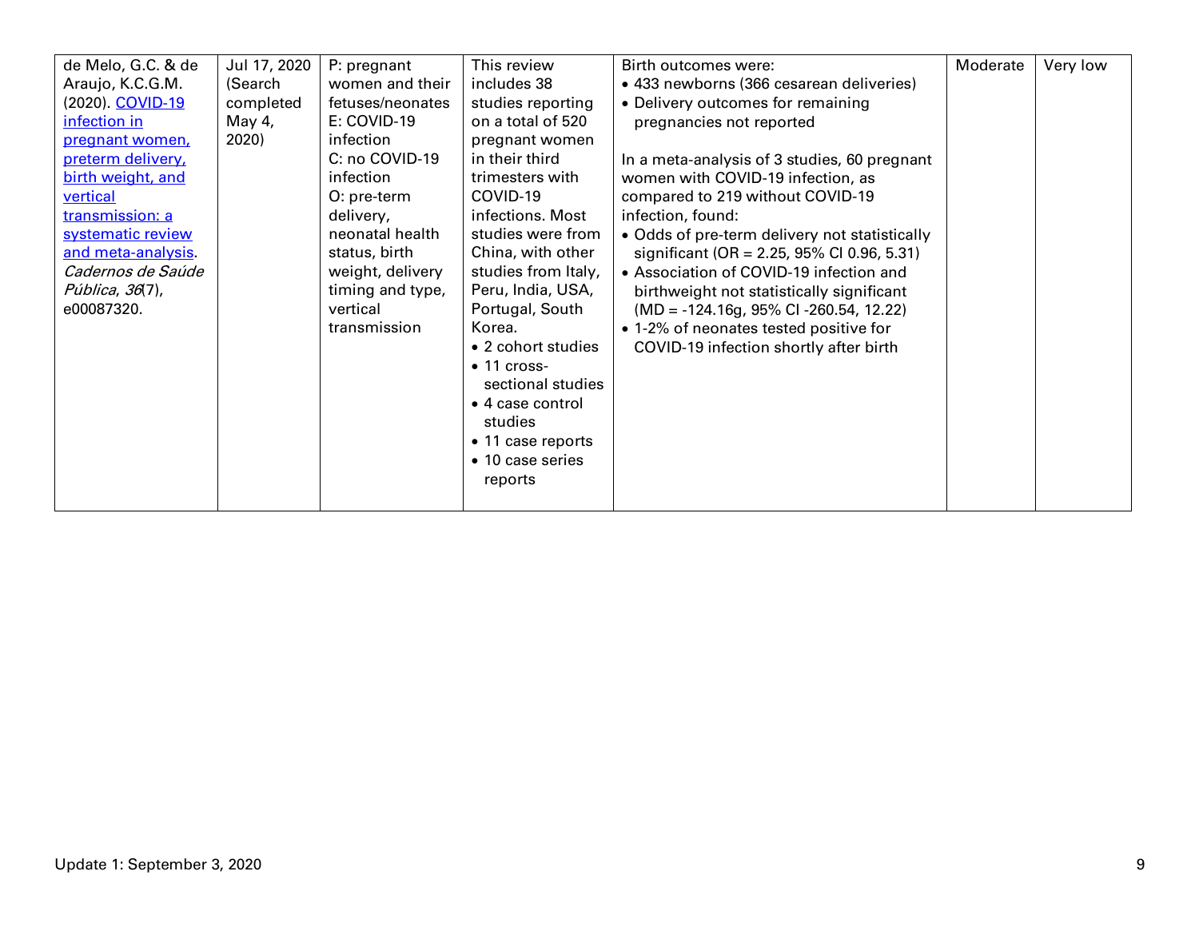| | | | | | | |
|---|---|---|---|---|---|---|
| de Melo, G.C. & de Araujo, K.C.G.M. (2020). COVID-19 infection in pregnant women, preterm delivery, birth weight, and vertical transmission: a systematic review and meta-analysis. *Cadernos de Saúde Pública*, *36*(7), e00087320. | Jul 17, 2020 (Search completed May 4, 2020) | P: pregnant women and their fetuses/neonates<br>E: COVID-19 infection<br>C: no COVID-19 infection<br>O: pre-term delivery, neonatal health status, birth weight, delivery timing and type, vertical transmission | This review includes 38 studies reporting on a total of 520 pregnant women in their third trimesters with COVID-19 infections. Most studies were from China, with other studies from Italy, Peru, India, USA, Portugal, South Korea.<br>• 2 cohort studies<br>• 11 cross-sectional studies<br>• 4 case control studies<br>• 11 case reports<br>• 10 case series reports | Birth outcomes were:<br>• 433 newborns (366 cesarean deliveries)<br>• Delivery outcomes for remaining pregnancies not reported<br><br>In a meta-analysis of 3 studies, 60 pregnant women with COVID-19 infection, as compared to 219 without COVID-19 infection, found:<br>• Odds of pre-term delivery not statistically significant (OR = 2.25, 95% CI 0.96, 5.31)<br>• Association of COVID-19 infection and birthweight not statistically significant (MD = -124.16g, 95% CI -260.54, 12.22)<br>• 1-2% of neonates tested positive for COVID-19 infection shortly after birth | Moderate | Very low |

Update 1: September 3, 2020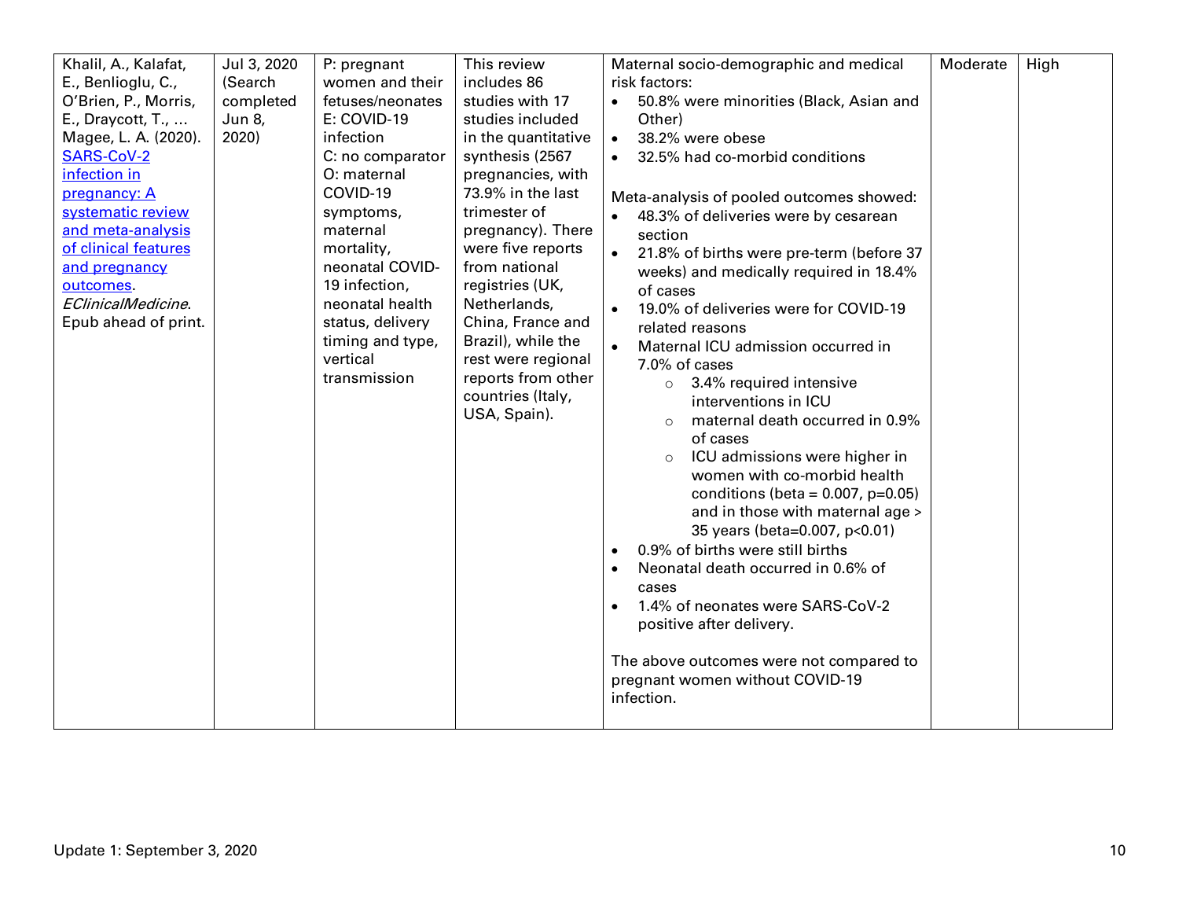| | | | | | | |
|---|---|---|---|---|---|---|
| Khalil, A., Kalafat, E., Benlioglu, C., O'Brien, P., Morris, E., Draycott, T., … Magee, L. A. (2020). [SARS-CoV-2 infection in pregnancy: A systematic review and meta-analysis of clinical features and pregnancy outcomes](). *EClinicalMedicine*. Epub ahead of print. | Jul 3, 2020 (Search completed Jun 8, 2020) | P: pregnant women and their fetuses/neonates<br>E: COVID-19 infection<br>C: no comparator<br>O: maternal COVID-19 symptoms, maternal mortality, neonatal COVID-19 infection, neonatal health status, delivery timing and type, vertical transmission | This review includes 86 studies with 17 studies included in the quantitative synthesis (2567 pregnancies, with 73.9% in the last trimester of pregnancy). There were five reports from national registries (UK, Netherlands, China, France and Brazil), while the rest were regional reports from other countries (Italy, USA, Spain). | Maternal socio-demographic and medical risk factors:<br>• 50.8% were minorities (Black, Asian and Other)<br>• 38.2% were obese<br>• 32.5% had co-morbid conditions<br><br>Meta-analysis of pooled outcomes showed:<br>• 48.3% of deliveries were by cesarean section<br>• 21.8% of births were pre-term (before 37 weeks) and medically required in 18.4% of cases<br>• 19.0% of deliveries were for COVID-19 related reasons<br>• Maternal ICU admission occurred in 7.0% of cases<br>  ○ 3.4% required intensive interventions in ICU<br>  ○ maternal death occurred in 0.9% of cases<br>  ○ ICU admissions were higher in women with co-morbid health conditions (beta = 0.007, $p=0.05$) and in those with maternal age > 35 years (beta=0.007, $p<0.01$)<br>• 0.9% of births were still births<br>• Neonatal death occurred in 0.6% of cases<br>• 1.4% of neonates were SARS-CoV-2 positive after delivery.<br><br>The above outcomes were not compared to pregnant women without COVID-19 infection. | Moderate | High |

Update 1: September 3, 2020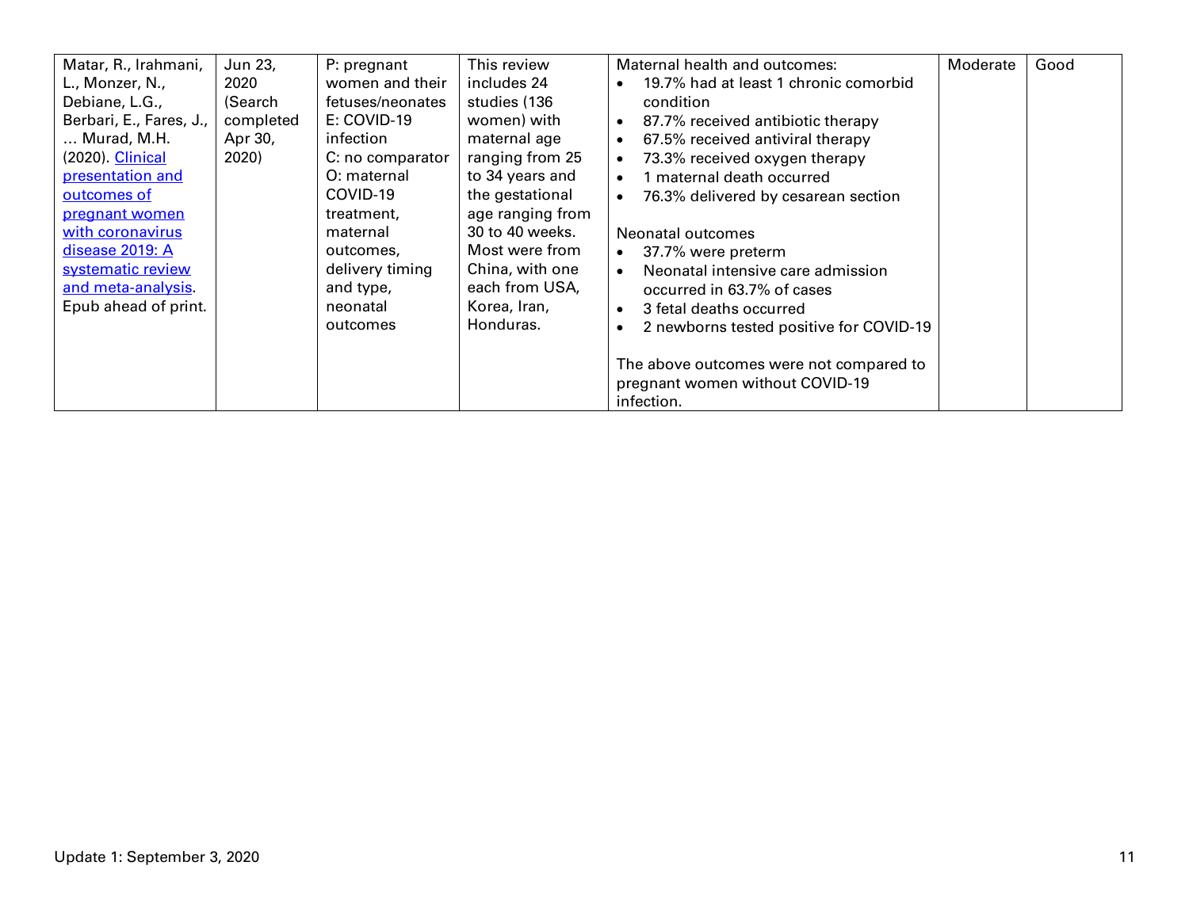| | | | | | | |
|---|---|---|---|---|---|---|
| Matar, R., Irahmani, L., Monzer, N., Debiane, L.G., Berbari, E., Fares, J., … Murad, M.H. (2020). [Clinical presentation and outcomes of pregnant women with coronavirus disease 2019: A systematic review and meta-analysis](). Epub ahead of print. | Jun 23, 2020 (Search completed Apr 30, 2020) | P: pregnant women and their fetuses/neonates<br>E: COVID-19 infection<br>C: no comparator<br>O: maternal COVID-19 treatment, maternal outcomes, delivery timing and type, neonatal outcomes | This review includes 24 studies (136 women) with maternal age ranging from 25 to 34 years and the gestational age ranging from 30 to 40 weeks. Most were from China, with one each from USA, Korea, Iran, Honduras. | Maternal health and outcomes:<br>• 19.7% had at least 1 chronic comorbid condition<br>• 87.7% received antibiotic therapy<br>• 67.5% received antiviral therapy<br>• 73.3% received oxygen therapy<br>• 1 maternal death occurred<br>• 76.3% delivered by cesarean section<br><br>Neonatal outcomes<br>• 37.7% were preterm<br>• Neonatal intensive care admission occurred in 63.7% of cases<br>• 3 fetal deaths occurred<br>• 2 newborns tested positive for COVID-19<br><br>The above outcomes were not compared to pregnant women without COVID-19 infection. | Moderate | Good |

Update 1: September 3, 2020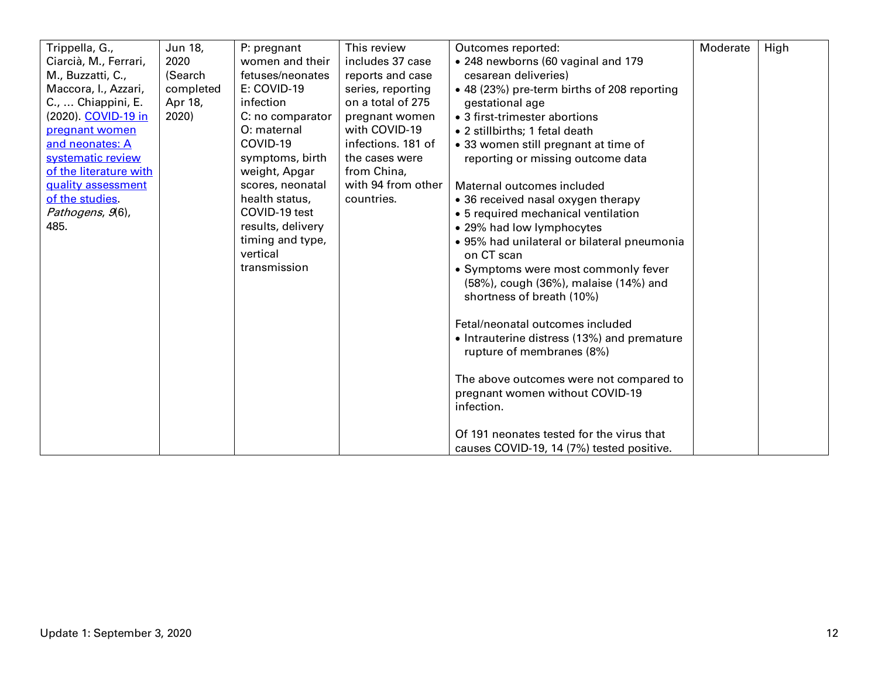| | | | | | | |
|---|---|---|---|---|---|---|
| Trippella, G., Ciarcià, M., Ferrari, M., Buzzatti, C., Maccora, I., Azzari, C., … Chiappini, E. (2020). [COVID-19 in pregnant women and neonates: A systematic review of the literature with quality assessment of the studies](). *Pathogens*, *9*(6), 485. | Jun 18, 2020 (Search completed Apr 18, 2020) | P: pregnant women and their fetuses/neonates<br>E: COVID-19 infection<br>C: no comparator<br>O: maternal COVID-19 symptoms, birth weight, Apgar scores, neonatal health status, COVID-19 test results, delivery timing and type, vertical transmission | This review includes 37 case reports and case series, reporting on a total of 275 pregnant women with COVID-19 infections. 181 of the cases were from China, with 94 from other countries. | Outcomes reported:<br>• 248 newborns (60 vaginal and 179 cesarean deliveries)<br>• 48 (23%) pre-term births of 208 reporting gestational age<br>• 3 first-trimester abortions<br>• 2 stillbirths; 1 fetal death<br>• 33 women still pregnant at time of reporting or missing outcome data<br><br>Maternal outcomes included<br>• 36 received nasal oxygen therapy<br>• 5 required mechanical ventilation<br>• 29% had low lymphocytes<br>• 95% had unilateral or bilateral pneumonia on CT scan<br>• Symptoms were most commonly fever (58%), cough (36%), malaise (14%) and shortness of breath (10%)<br><br>Fetal/neonatal outcomes included<br>• Intrauterine distress (13%) and premature rupture of membranes (8%)<br><br>The above outcomes were not compared to pregnant women without COVID-19 infection.<br><br>Of 191 neonates tested for the virus that causes COVID-19, 14 (7%) tested positive. | Moderate | High |

Update 1: September 3, 2020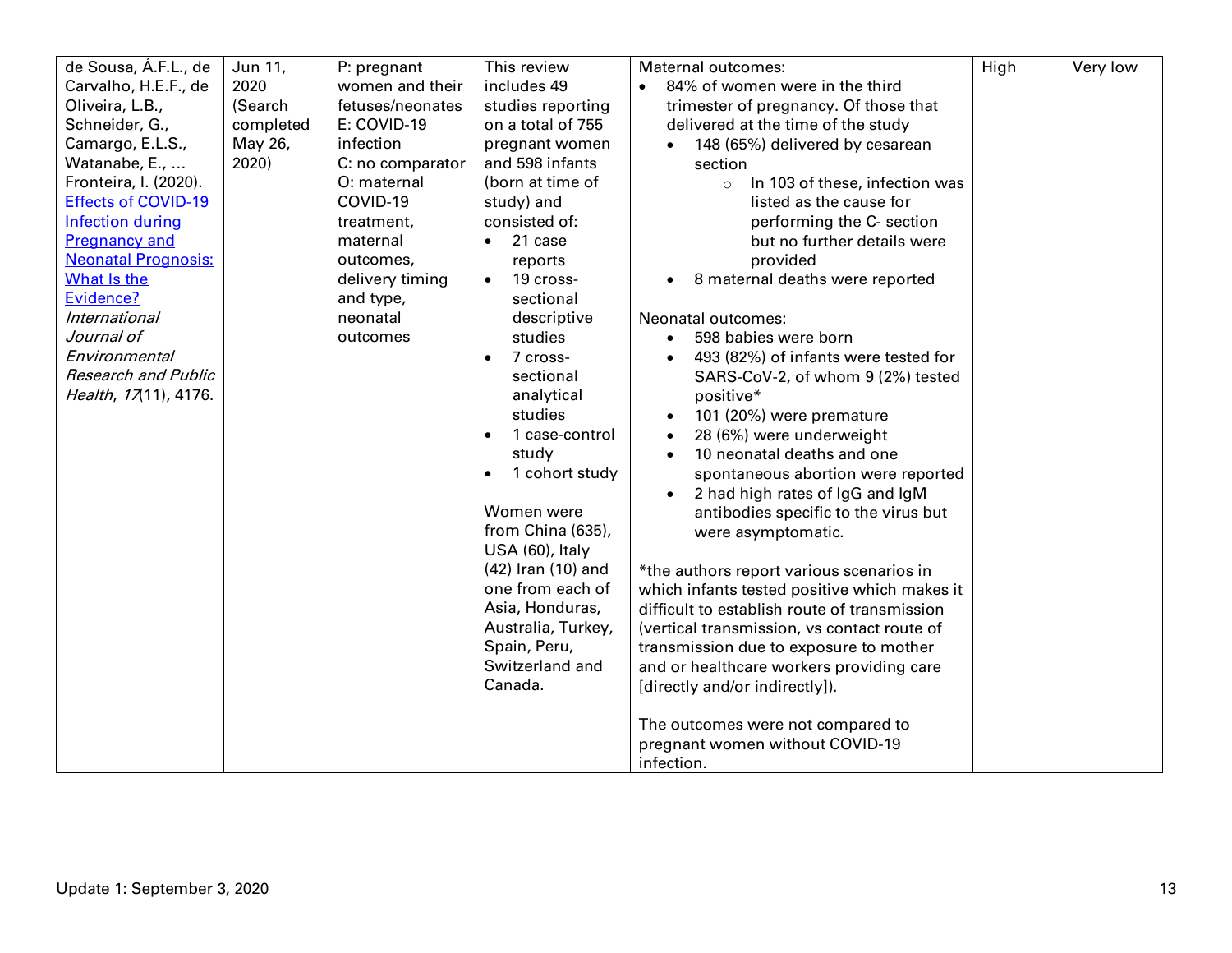| | | | | | | |
|---|---|---|---|---|---|---|
| de Sousa, Á.F.L., de Carvalho, H.E.F., de Oliveira, L.B., Schneider, G., Camargo, E.L.S., Watanabe, E., … Fronteira, I. (2020). [Effects of COVID-19 Infection during Pregnancy and Neonatal Prognosis: What Is the Evidence?](#) *International Journal of Environmental Research and Public Health*, *17*(11), 4176. | Jun 11, 2020 (Search completed May 26, 2020) | P: pregnant women and their fetuses/neonates<br>E: COVID-19 infection<br>C: no comparator<br>O: maternal COVID-19 treatment, maternal outcomes, delivery timing and type, neonatal outcomes | This review includes 49 studies reporting on a total of 755 pregnant women and 598 infants (born at time of study) and consisted of:<br>• 21 case reports<br>• 19 cross-sectional descriptive studies<br>• 7 cross-sectional analytical studies<br>• 1 case-control study<br>• 1 cohort study<br><br>Women were from China (635), USA (60), Italy (42) Iran (10) and one from each of Asia, Honduras, Australia, Turkey, Spain, Peru, Switzerland and Canada. | Maternal outcomes:<br>• 84% of women were in the third trimester of pregnancy. Of those that delivered at the time of the study<br>&nbsp;&nbsp;• 148 (65%) delivered by cesarean section<br>&nbsp;&nbsp;&nbsp;&nbsp;○ In 103 of these, infection was listed as the cause for performing the C- section but no further details were provided<br>&nbsp;&nbsp;• 8 maternal deaths were reported<br><br>Neonatal outcomes:<br>&nbsp;&nbsp;• 598 babies were born<br>&nbsp;&nbsp;• 493 (82%) of infants were tested for SARS-CoV-2, of whom 9 (2%) tested positive*<br>&nbsp;&nbsp;• 101 (20%) were premature<br>&nbsp;&nbsp;• 28 (6%) were underweight<br>&nbsp;&nbsp;• 10 neonatal deaths and one spontaneous abortion were reported<br>&nbsp;&nbsp;• 2 had high rates of IgG and IgM antibodies specific to the virus but were asymptomatic.<br><br>*the authors report various scenarios in which infants tested positive which makes it difficult to establish route of transmission (vertical transmission, vs contact route of transmission due to exposure to mother and or healthcare workers providing care [directly and/or indirectly]).<br><br>The outcomes were not compared to pregnant women without COVID-19 infection. | High | Very low |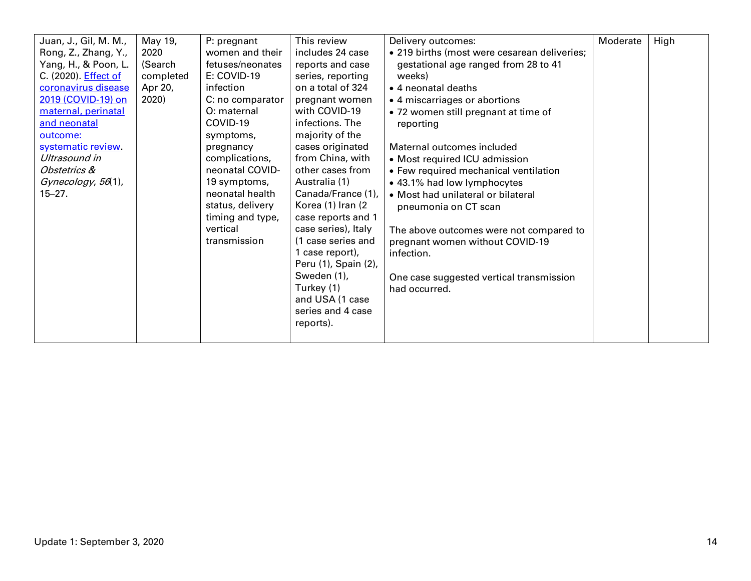| | | | | | | |
|---|---|---|---|---|---|---|
| Juan, J., Gil, M. M., Rong, Z., Zhang, Y., Yang, H., & Poon, L. C. (2020). [Effect of coronavirus disease 2019 (COVID-19) on maternal, perinatal and neonatal outcome: systematic review](). *Ultrasound in Obstetrics & Gynecology*, *56*(1), 15–27. | May 19, 2020 (Search completed Apr 20, 2020) | P: pregnant women and their fetuses/neonates<br>E: COVID-19 infection<br>C: no comparator<br>O: maternal COVID-19 symptoms, pregnancy complications, neonatal COVID-19 symptoms, neonatal health status, delivery timing and type, vertical transmission | This review includes 24 case reports and case series, reporting on a total of 324 pregnant women with COVID-19 infections. The majority of the cases originated from China, with other cases from Australia (1) Canada/France (1), Korea (1) Iran (2 case reports and 1 case series), Italy (1 case series and 1 case report), Peru (1), Spain (2), Sweden (1), Turkey (1) and USA (1 case series and 4 case reports). | Delivery outcomes:<br>• 219 births (most were cesarean deliveries; gestational age ranged from 28 to 41 weeks)<br>• 4 neonatal deaths<br>• 4 miscarriages or abortions<br>• 72 women still pregnant at time of reporting<br><br>Maternal outcomes included<br>• Most required ICU admission<br>• Few required mechanical ventilation<br>• 43.1% had low lymphocytes<br>• Most had unilateral or bilateral pneumonia on CT scan<br><br>The above outcomes were not compared to pregnant women without COVID-19 infection.<br><br>One case suggested vertical transmission had occurred. | Moderate | High |

Update 1: September 3, 2020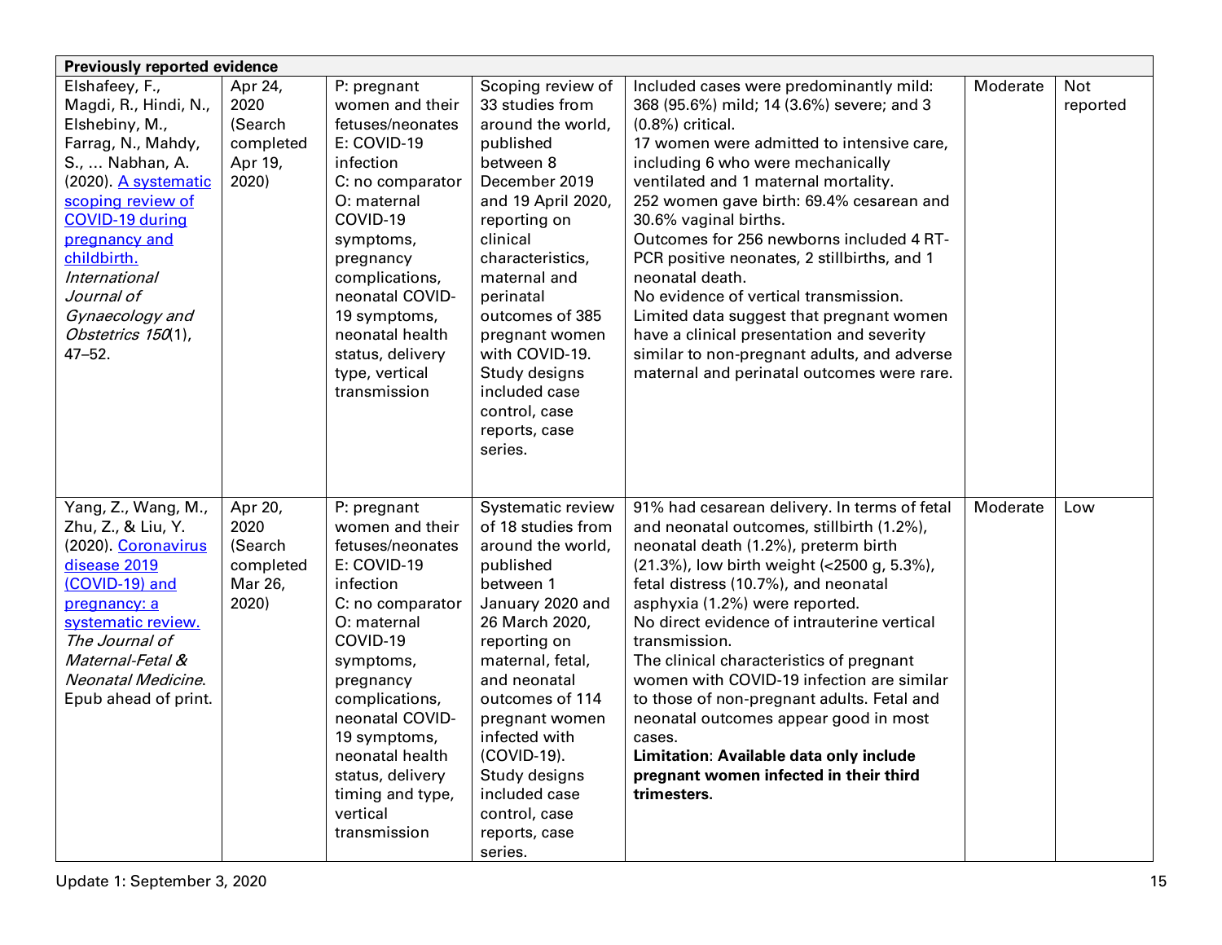| Previously reported evidence | | | | | | |
|---|---|---|---|---|---|---|
| Elshafeey, F., Magdi, R., Hindi, N., Elshebiny, M., Farrag, N., Mahdy, S., … Nabhan, A. (2020). [A systematic scoping review of COVID-19 during pregnancy and childbirth.](#) *International Journal of Gynaecology and Obstetrics 150*(1), 47–52. | Apr 24, 2020 (Search completed Apr 19, 2020) | P: pregnant women and their fetuses/neonates<br>E: COVID-19 infection<br>C: no comparator<br>O: maternal COVID-19 symptoms, pregnancy complications, neonatal COVID-19 symptoms, neonatal health status, delivery type, vertical transmission | Scoping review of 33 studies from around the world, published between 8 December 2019 and 19 April 2020, reporting on clinical characteristics, maternal and perinatal outcomes of 385 pregnant women with COVID-19. Study designs included case control, case reports, case series. | Included cases were predominantly mild: 368 (95.6%) mild; 14 (3.6%) severe; and 3 (0.8%) critical.<br>17 women were admitted to intensive care, including 6 who were mechanically ventilated and 1 maternal mortality.<br>252 women gave birth: 69.4% cesarean and 30.6% vaginal births.<br>Outcomes for 256 newborns included 4 RT-PCR positive neonates, 2 stillbirths, and 1 neonatal death.<br>No evidence of vertical transmission.<br>Limited data suggest that pregnant women have a clinical presentation and severity similar to non-pregnant adults, and adverse maternal and perinatal outcomes were rare. | Moderate | Not reported |
| Yang, Z., Wang, M., Zhu, Z., & Liu, Y. (2020). [Coronavirus disease 2019 (COVID-19) and pregnancy: a systematic review.](#) *The Journal of Maternal-Fetal & Neonatal Medicine*. Epub ahead of print. | Apr 20, 2020 (Search completed Mar 26, 2020) | P: pregnant women and their fetuses/neonates<br>E: COVID-19 infection<br>C: no comparator<br>O: maternal COVID-19 symptoms, pregnancy complications, neonatal COVID-19 symptoms, neonatal health status, delivery timing and type, vertical transmission | Systematic review of 18 studies from around the world, published between 1 January 2020 and 26 March 2020, reporting on maternal, fetal, and neonatal outcomes of 114 pregnant women infected with (COVID-19). Study designs included case control, case reports, case series. | 91% had cesarean delivery. In terms of fetal and neonatal outcomes, stillbirth (1.2%), neonatal death (1.2%), preterm birth (21.3%), low birth weight (<2500 g, 5.3%), fetal distress (10.7%), and neonatal asphyxia (1.2%) were reported.<br>No direct evidence of intrauterine vertical transmission.<br>The clinical characteristics of pregnant women with COVID-19 infection are similar to those of non-pregnant adults. Fetal and neonatal outcomes appear good in most cases.<br>**Limitation: Available data only include pregnant women infected in their third trimesters.** | Moderate | Low |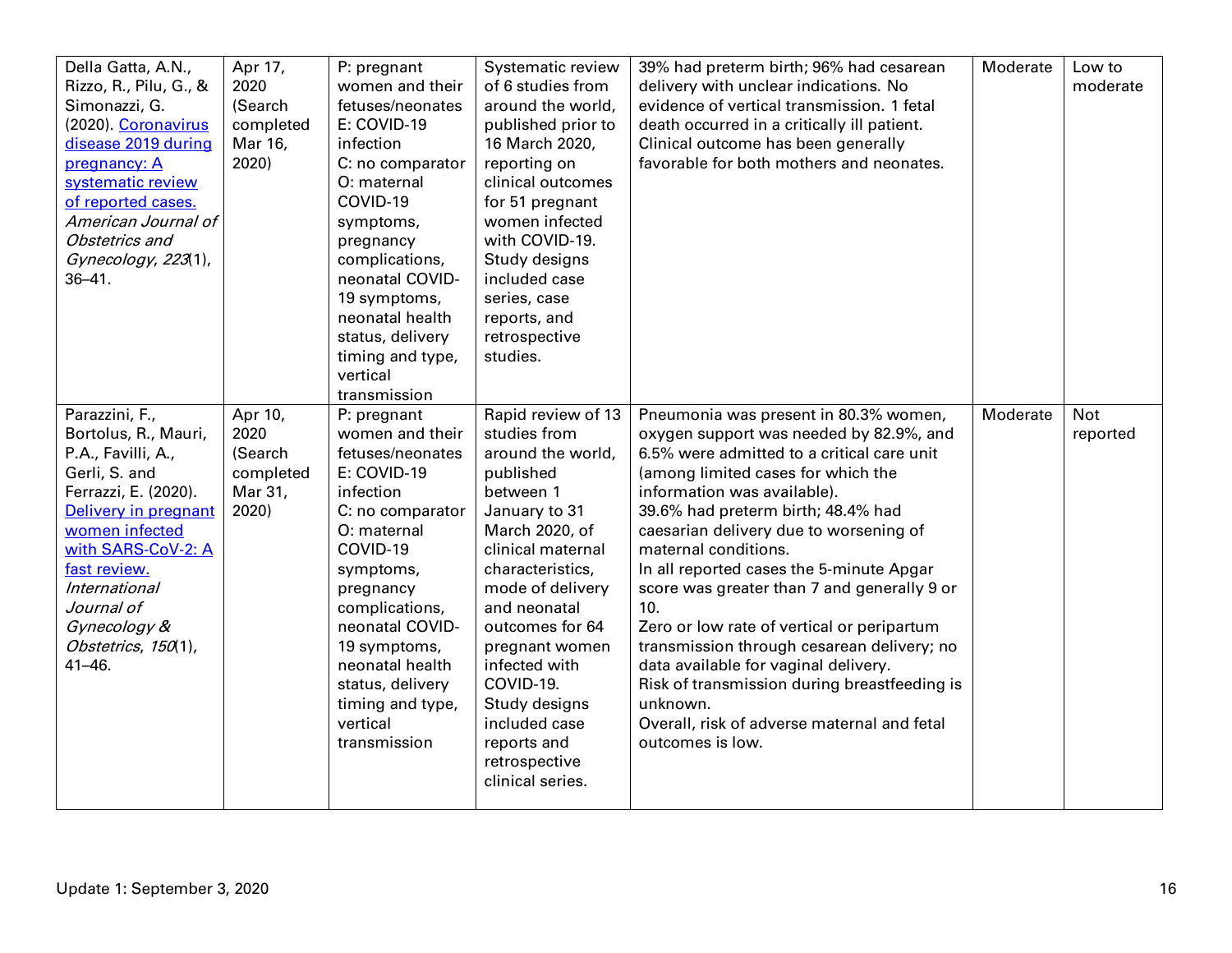| Della Gatta, A.N., Rizzo, R., Pilu, G., & Simonazzi, G. (2020). [Coronavirus disease 2019 during pregnancy: A systematic review of reported cases.]() *American Journal of Obstetrics and Gynecology*, *223*(1), 36–41. | Apr 17, 2020 (Search completed Mar 16, 2020) | P: pregnant women and their fetuses/neonates<br>E: COVID-19 infection<br>C: no comparator<br>O: maternal COVID-19 symptoms, pregnancy complications, neonatal COVID-19 symptoms, neonatal health status, delivery timing and type, vertical transmission | Systematic review of 6 studies from around the world, published prior to 16 March 2020, reporting on clinical outcomes for 51 pregnant women infected with COVID-19. Study designs included case series, case reports, and retrospective studies. | 39% had preterm birth; 96% had cesarean delivery with unclear indications. No evidence of vertical transmission. 1 fetal death occurred in a critically ill patient. Clinical outcome has been generally favorable for both mothers and neonates. | Moderate | Low to moderate |
|---|---|---|---|---|---|---|
| Parazzini, F., Bortolus, R., Mauri, P.A., Favilli, A., Gerli, S. and Ferrazzi, E. (2020). [Delivery in pregnant women infected with SARS-CoV-2: A fast review.]() *International Journal of Gynecology & Obstetrics*, *150*(1), 41–46. | Apr 10, 2020 (Search completed Mar 31, 2020) | P: pregnant women and their fetuses/neonates<br>E: COVID-19 infection<br>C: no comparator<br>O: maternal COVID-19 symptoms, pregnancy complications, neonatal COVID-19 symptoms, neonatal health status, delivery timing and type, vertical transmission | Rapid review of 13 studies from around the world, published between 1 January to 31 March 2020, of clinical maternal characteristics, mode of delivery and neonatal outcomes for 64 pregnant women infected with COVID-19. Study designs included case reports and retrospective clinical series. | Pneumonia was present in 80.3% women, oxygen support was needed by 82.9%, and 6.5% were admitted to a critical care unit (among limited cases for which the information was available).<br>39.6% had preterm birth; 48.4% had caesarian delivery due to worsening of maternal conditions.<br>In all reported cases the 5-minute Apgar score was greater than 7 and generally 9 or 10.<br>Zero or low rate of vertical or peripartum transmission through cesarean delivery; no data available for vaginal delivery.<br>Risk of transmission during breastfeeding is unknown.<br>Overall, risk of adverse maternal and fetal outcomes is low. | Moderate | Not reported |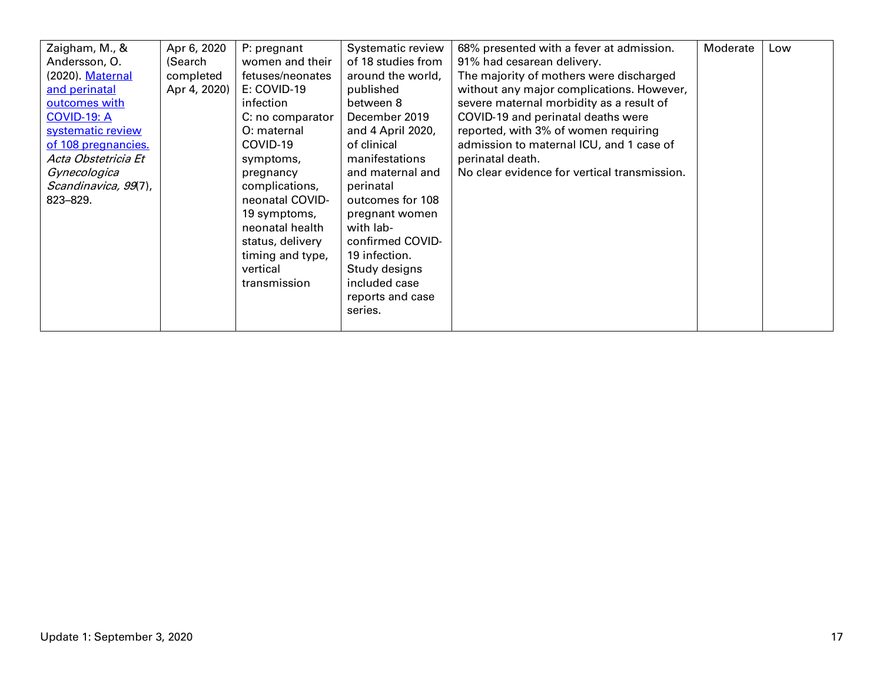| | | | | | | |
|---|---|---|---|---|---|---|
| Zaigham, M., & Andersson, O. (2020). [Maternal and perinatal outcomes with COVID-19: A systematic review of 108 pregnancies.](#) *Acta Obstetricia Et Gynecologica Scandinavica, 99*(7), 823–829. | Apr 6, 2020 (Search completed Apr 4, 2020) | P: pregnant women and their fetuses/neonates<br>E: COVID-19 infection<br>C: no comparator<br>O: maternal COVID-19 symptoms, pregnancy complications, neonatal COVID-19 symptoms, neonatal health status, delivery timing and type, vertical transmission | Systematic review of 18 studies from around the world, published between 8 December 2019 and 4 April 2020, of clinical manifestations and maternal and perinatal outcomes for 108 pregnant women with lab-confirmed COVID-19 infection. Study designs included case reports and case series. | 68% presented with a fever at admission.<br>91% had cesarean delivery.<br>The majority of mothers were discharged without any major complications. However, severe maternal morbidity as a result of COVID-19 and perinatal deaths were reported, with 3% of women requiring admission to maternal ICU, and 1 case of perinatal death.<br>No clear evidence for vertical transmission. | Moderate | Low |

Update 1: September 3, 2020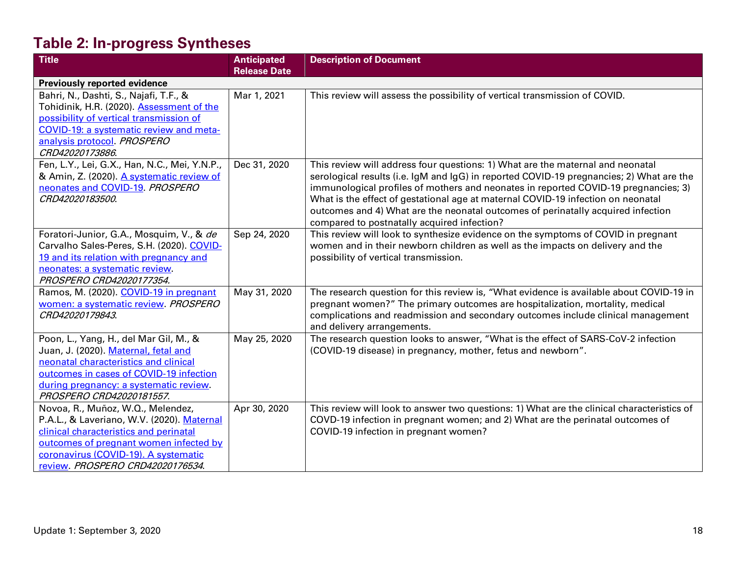## Table 2: In-progress Syntheses

| Title | Anticipated Release Date | Description of Document |
|---|---|---|
| **Previously reported evidence** | | |
| Bahri, N., Dashti, S., Najafi, T.F., & Tohidinik, H.R. (2020). Assessment of the possibility of vertical transmission of COVID-19: a systematic review and meta-analysis protocol. *PROSPERO CRD42020173886*. | Mar 1, 2021 | This review will assess the possibility of vertical transmission of COVID. |
| Fen, L.Y., Lei, G.X., Han, N.C., Mei, Y.N.P., & Amin, Z. (2020). A systematic review of neonates and COVID-19. *PROSPERO CRD42020183500*. | Dec 31, 2020 | This review will address four questions: 1) What are the maternal and neonatal serological results (i.e. IgM and IgG) in reported COVID-19 pregnancies; 2) What are the immunological profiles of mothers and neonates in reported COVID-19 pregnancies; 3) What is the effect of gestational age at maternal COVID-19 infection on neonatal outcomes and 4) What are the neonatal outcomes of perinatally acquired infection compared to postnatally acquired infection? |
| Foratori-Junior, G.A., Mosquim, V., & *de* Carvalho Sales-Peres, S.H. (2020). COVID-19 and its relation with pregnancy and neonates: a systematic review. *PROSPERO CRD42020177354*. | Sep 24, 2020 | This review will look to synthesize evidence on the symptoms of COVID in pregnant women and in their newborn children as well as the impacts on delivery and the possibility of vertical transmission. |
| Ramos, M. (2020). COVID-19 in pregnant women: a systematic review. *PROSPERO CRD42020179843*. | May 31, 2020 | The research question for this review is, "What evidence is available about COVID-19 in pregnant women?" The primary outcomes are hospitalization, mortality, medical complications and readmission and secondary outcomes include clinical management and delivery arrangements. |
| Poon, L., Yang, H., del Mar Gil, M., & Juan, J. (2020). Maternal, fetal and neonatal characteristics and clinical outcomes in cases of COVID-19 infection during pregnancy: a systematic review. *PROSPERO CRD42020181557*. | May 25, 2020 | The research question looks to answer, "What is the effect of SARS-CoV-2 infection (COVID-19 disease) in pregnancy, mother, fetus and newborn". |
| Novoa, R., Muñoz, W.Q., Melendez, P.A.L., & Laveriano, W.V. (2020). Maternal clinical characteristics and perinatal outcomes of pregnant women infected by coronavirus (COVID-19). A systematic review. *PROSPERO CRD42020176534*. | Apr 30, 2020 | This review will look to answer two questions: 1) What are the clinical characteristics of COVD-19 infection in pregnant women; and 2) What are the perinatal outcomes of COVID-19 infection in pregnant women? |

Update 1: September 3, 2020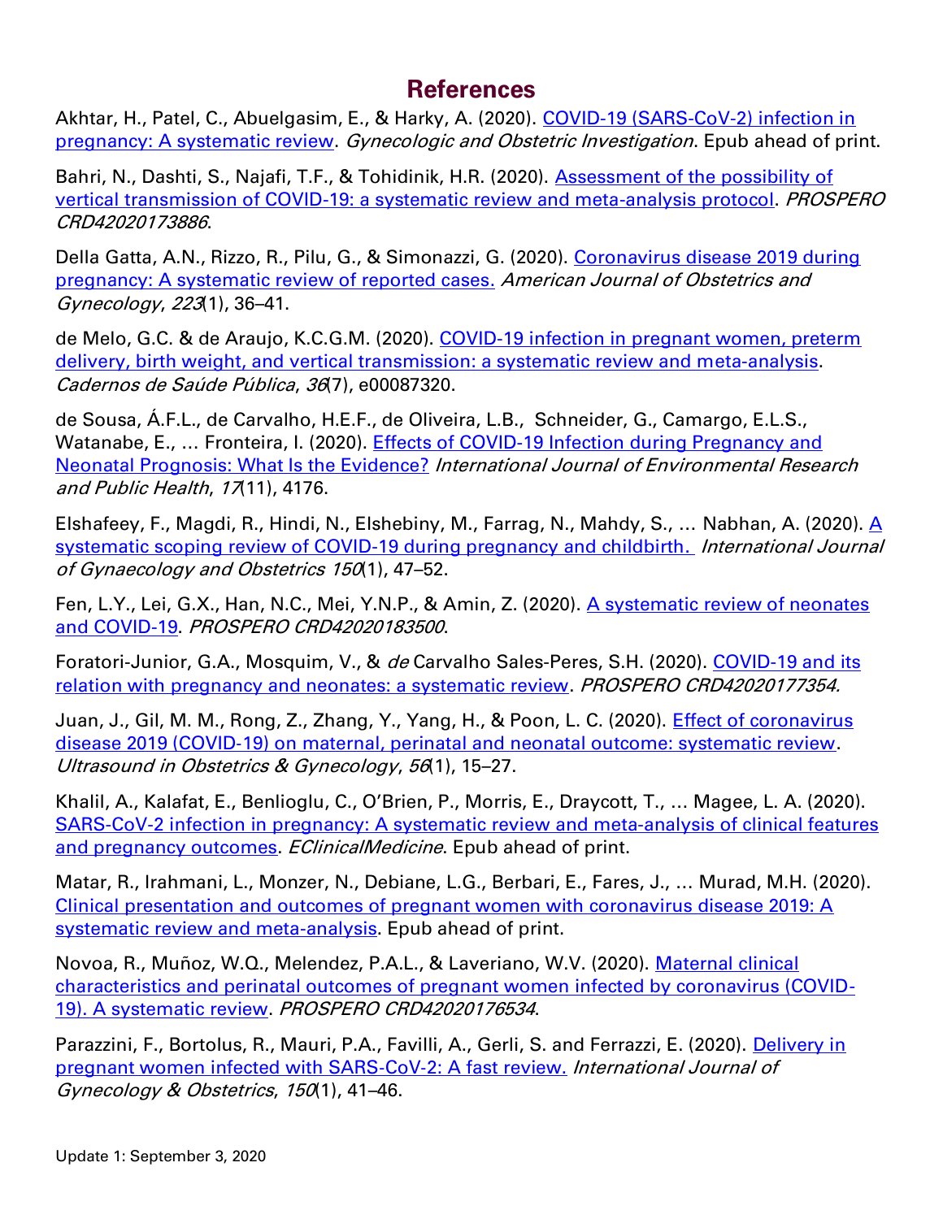# References

Akhtar, H., Patel, C., Abuelgasim, E., & Harky, A. (2020). COVID-19 (SARS-CoV-2) infection in pregnancy: A systematic review. *Gynecologic and Obstetric Investigation*. Epub ahead of print.

Bahri, N., Dashti, S., Najafi, T.F., & Tohidinik, H.R. (2020). Assessment of the possibility of vertical transmission of COVID-19: a systematic review and meta-analysis protocol. *PROSPERO CRD42020173886*.

Della Gatta, A.N., Rizzo, R., Pilu, G., & Simonazzi, G. (2020). Coronavirus disease 2019 during pregnancy: A systematic review of reported cases. *American Journal of Obstetrics and Gynecology*, *223*(1), 36–41.

de Melo, G.C. & de Araujo, K.C.G.M. (2020). COVID-19 infection in pregnant women, preterm delivery, birth weight, and vertical transmission: a systematic review and meta-analysis. *Cadernos de Saúde Pública*, *36*(7), e00087320.

de Sousa, Á.F.L., de Carvalho, H.E.F., de Oliveira, L.B., Schneider, G., Camargo, E.L.S., Watanabe, E., … Fronteira, I. (2020). Effects of COVID-19 Infection during Pregnancy and Neonatal Prognosis: What Is the Evidence? *International Journal of Environmental Research and Public Health*, *17*(11), 4176.

Elshafeey, F., Magdi, R., Hindi, N., Elshebiny, M., Farrag, N., Mahdy, S., … Nabhan, A. (2020). A systematic scoping review of COVID-19 during pregnancy and childbirth. *International Journal of Gynaecology and Obstetrics 150*(1), 47–52.

Fen, L.Y., Lei, G.X., Han, N.C., Mei, Y.N.P., & Amin, Z. (2020). A systematic review of neonates and COVID-19. *PROSPERO CRD42020183500*.

Foratori-Junior, G.A., Mosquim, V., & *de* Carvalho Sales-Peres, S.H. (2020). COVID-19 and its relation with pregnancy and neonates: a systematic review. *PROSPERO CRD42020177354.*

Juan, J., Gil, M. M., Rong, Z., Zhang, Y., Yang, H., & Poon, L. C. (2020). Effect of coronavirus disease 2019 (COVID-19) on maternal, perinatal and neonatal outcome: systematic review. *Ultrasound in Obstetrics & Gynecology*, *56*(1), 15–27.

Khalil, A., Kalafat, E., Benlioglu, C., O'Brien, P., Morris, E., Draycott, T., … Magee, L. A. (2020). SARS-CoV-2 infection in pregnancy: A systematic review and meta-analysis of clinical features and pregnancy outcomes. *EClinicalMedicine*. Epub ahead of print.

Matar, R., Irahmani, L., Monzer, N., Debiane, L.G., Berbari, E., Fares, J., … Murad, M.H. (2020). Clinical presentation and outcomes of pregnant women with coronavirus disease 2019: A systematic review and meta-analysis. Epub ahead of print.

Novoa, R., Muñoz, W.Q., Melendez, P.A.L., & Laveriano, W.V. (2020). Maternal clinical characteristics and perinatal outcomes of pregnant women infected by coronavirus (COVID-19). A systematic review. *PROSPERO CRD42020176534*.

Parazzini, F., Bortolus, R., Mauri, P.A., Favilli, A., Gerli, S. and Ferrazzi, E. (2020). Delivery in pregnant women infected with SARS-CoV-2: A fast review. *International Journal of Gynecology & Obstetrics*, *150*(1), 41–46.

Update 1: September 3, 2020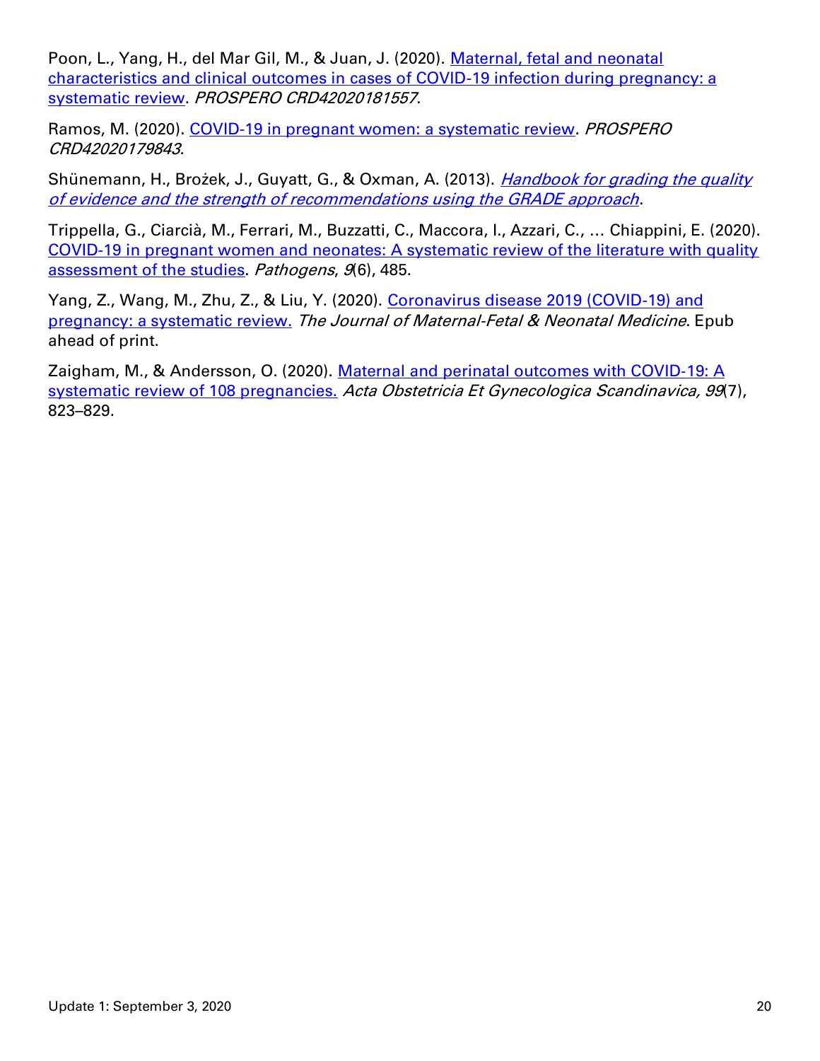Poon, L., Yang, H., del Mar Gil, M., & Juan, J. (2020). Maternal, fetal and neonatal characteristics and clinical outcomes in cases of COVID-19 infection during pregnancy: a systematic review. *PROSPERO CRD42020181557*.

Ramos, M. (2020). COVID-19 in pregnant women: a systematic review. *PROSPERO CRD42020179843*.

Shünemann, H., Brożek, J., Guyatt, G., & Oxman, A. (2013). *Handbook for grading the quality of evidence and the strength of recommendations using the GRADE approach*.

Trippella, G., Ciarcià, M., Ferrari, M., Buzzatti, C., Maccora, I., Azzari, C., … Chiappini, E. (2020). COVID-19 in pregnant women and neonates: A systematic review of the literature with quality assessment of the studies. *Pathogens*, *9*(6), 485.

Yang, Z., Wang, M., Zhu, Z., & Liu, Y. (2020). Coronavirus disease 2019 (COVID-19) and pregnancy: a systematic review. *The Journal of Maternal-Fetal & Neonatal Medicine*. Epub ahead of print.

Zaigham, M., & Andersson, O. (2020). Maternal and perinatal outcomes with COVID-19: A systematic review of 108 pregnancies. *Acta Obstetricia Et Gynecologica Scandinavica, 99*(7), 823–829.